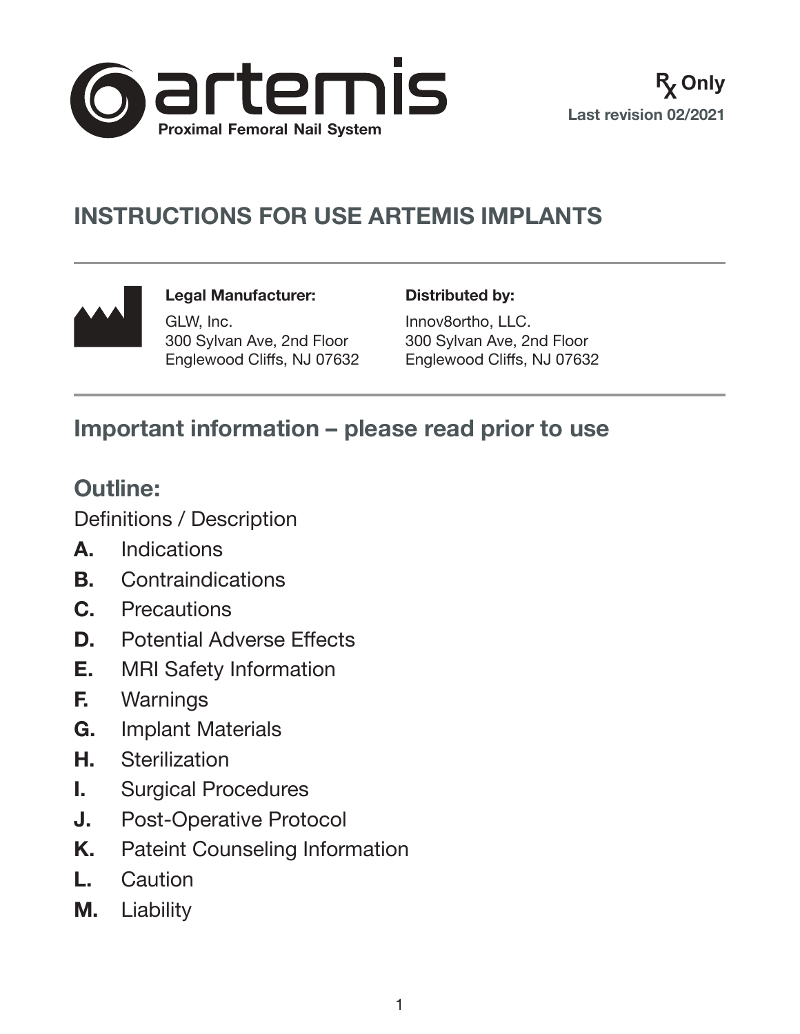# artemis

**Proximal Femoral Nail System**

**Rx Only**

**Last revision 02/2021**

## INSTRUCTIONS FOR USE ARTEMIS IMPLANTS

**Legal Manufacturer:**

GLW, Inc.
300 Sylvan Ave, 2nd Floor
Englewood Cliffs, NJ 07632

**Distributed by:**

Innov8ortho, LLC.
300 Sylvan Ave, 2nd Floor
Englewood Cliffs, NJ 07632

## Important information – please read prior to use

## Outline:

Definitions / Description

- **A.** Indications
- **B.** Contraindications
- **C.** Precautions
- **D.** Potential Adverse Effects
- **E.** MRI Safety Information
- **F.** Warnings
- **G.** Implant Materials
- **H.** Sterilization
- **I.** Surgical Procedures
- **J.** Post-Operative Protocol
- **K.** Pateint Counseling Information
- **L.** Caution
- **M.** Liability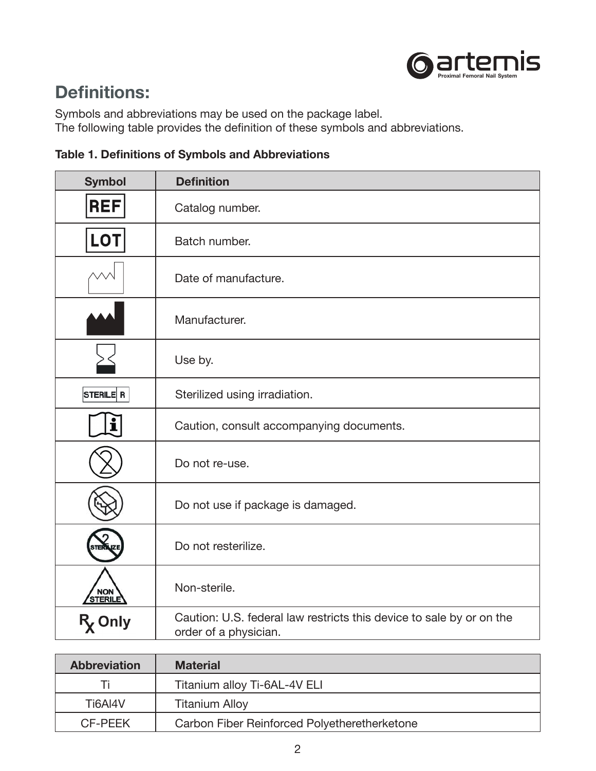## Definitions:

Symbols and abbreviations may be used on the package label.
The following table provides the definition of these symbols and abbreviations.

**Table 1. Definitions of Symbols and Abbreviations**

| Symbol | Definition |
|---|---|
| REF | Catalog number. |
| LOT | Batch number. |
| | Date of manufacture. |
| | Manufacturer. |
| | Use by. |
| STERILE R | Sterilized using irradiation. |
| | Caution, consult accompanying documents. |
| | Do not re-use. |
| | Do not use if package is damaged. |
| STERILIZE | Do not resterilize. |
| NON STERILE | Non-sterile. |
| Rx Only | Caution: U.S. federal law restricts this device to sale by or on the order of a physician. |

| Abbreviation | Material |
|---|---|
| Ti | Titanium alloy Ti-6AL-4V ELI |
| Ti6Al4V | Titanium Alloy |
| CF-PEEK | Carbon Fiber Reinforced Polyetheretherketone |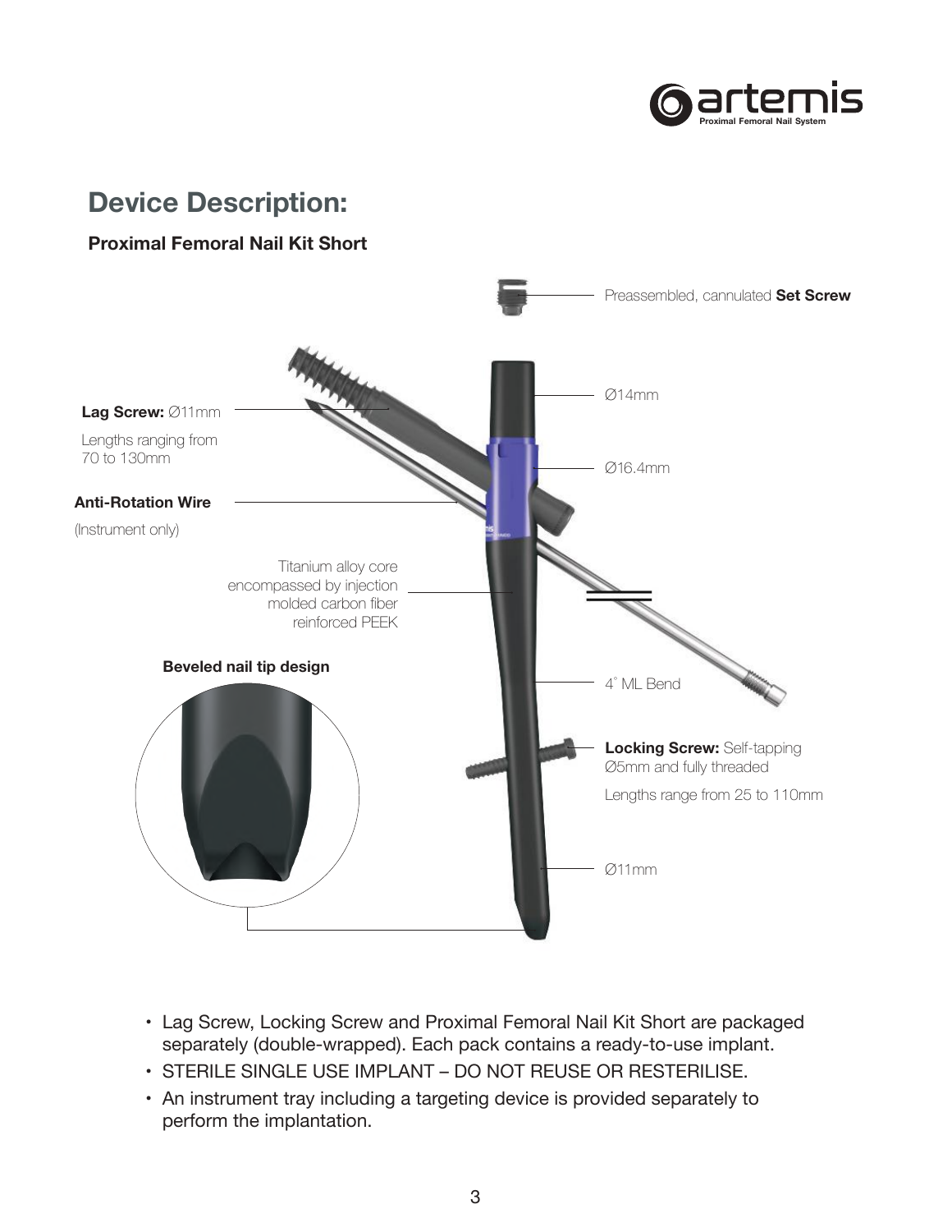## Device Description:

### Proximal Femoral Nail Kit Short

Preassembled, cannulated **Set Screw**

**Lag Screw:** Ø11mm

Lengths ranging from 70 to 130mm

**Anti-Rotation Wire**

(Instrument only)

Ø14mm

Ø16.4mm

Titanium alloy core encompassed by injection molded carbon fiber reinforced PEEK

**Beveled nail tip design**

4° ML Bend

**Locking Screw:** Self-tapping Ø5mm and fully threaded

Lengths range from 25 to 110mm

Ø11mm

- Lag Screw, Locking Screw and Proximal Femoral Nail Kit Short are packaged separately (double-wrapped). Each pack contains a ready-to-use implant.
- STERILE SINGLE USE IMPLANT – DO NOT REUSE OR RESTERILISE.
- An instrument tray including a targeting device is provided separately to perform the implantation.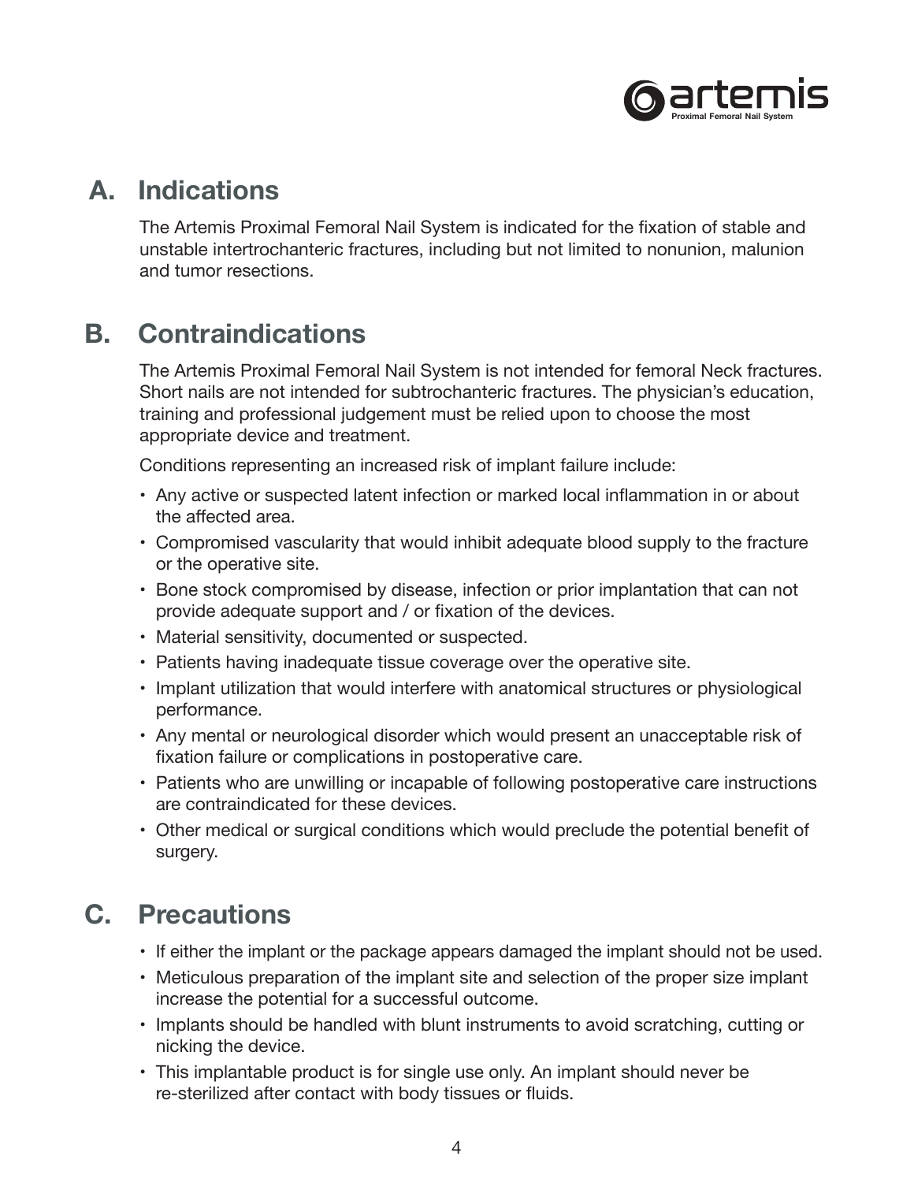## A. Indications

The Artemis Proximal Femoral Nail System is indicated for the fixation of stable and unstable intertrochanteric fractures, including but not limited to nonunion, malunion and tumor resections.

## B. Contraindications

The Artemis Proximal Femoral Nail System is not intended for femoral Neck fractures. Short nails are not intended for subtrochanteric fractures. The physician's education, training and professional judgement must be relied upon to choose the most appropriate device and treatment.

Conditions representing an increased risk of implant failure include:

- Any active or suspected latent infection or marked local inflammation in or about the affected area.
- Compromised vascularity that would inhibit adequate blood supply to the fracture or the operative site.
- Bone stock compromised by disease, infection or prior implantation that can not provide adequate support and / or fixation of the devices.
- Material sensitivity, documented or suspected.
- Patients having inadequate tissue coverage over the operative site.
- Implant utilization that would interfere with anatomical structures or physiological performance.
- Any mental or neurological disorder which would present an unacceptable risk of fixation failure or complications in postoperative care.
- Patients who are unwilling or incapable of following postoperative care instructions are contraindicated for these devices.
- Other medical or surgical conditions which would preclude the potential benefit of surgery.

## C. Precautions

- If either the implant or the package appears damaged the implant should not be used.
- Meticulous preparation of the implant site and selection of the proper size implant increase the potential for a successful outcome.
- Implants should be handled with blunt instruments to avoid scratching, cutting or nicking the device.
- This implantable product is for single use only. An implant should never be re-sterilized after contact with body tissues or fluids.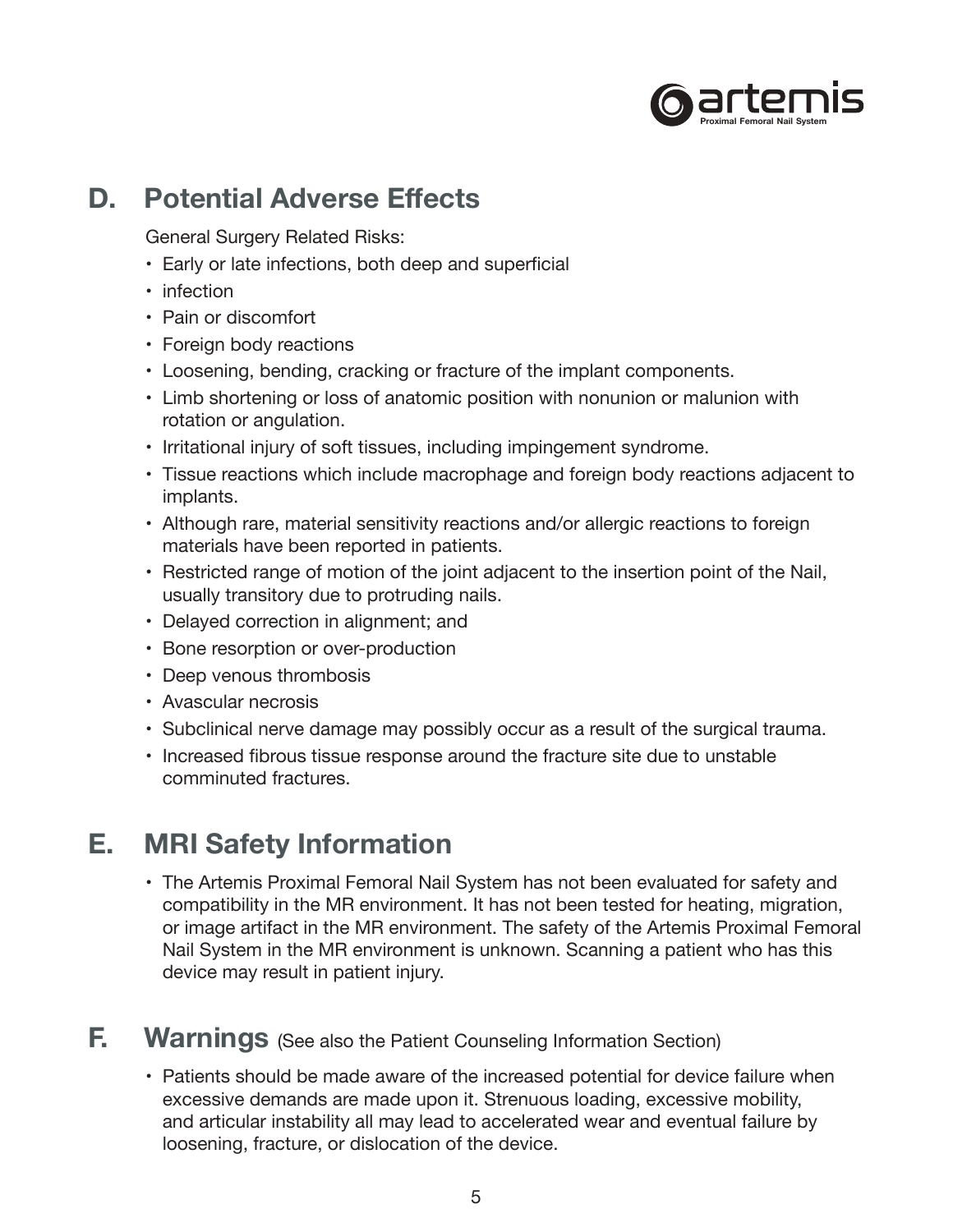## D. Potential Adverse Effects

General Surgery Related Risks:

- Early or late infections, both deep and superficial
- infection
- Pain or discomfort
- Foreign body reactions
- Loosening, bending, cracking or fracture of the implant components.
- Limb shortening or loss of anatomic position with nonunion or malunion with rotation or angulation.
- Irritational injury of soft tissues, including impingement syndrome.
- Tissue reactions which include macrophage and foreign body reactions adjacent to implants.
- Although rare, material sensitivity reactions and/or allergic reactions to foreign materials have been reported in patients.
- Restricted range of motion of the joint adjacent to the insertion point of the Nail, usually transitory due to protruding nails.
- Delayed correction in alignment; and
- Bone resorption or over-production
- Deep venous thrombosis
- Avascular necrosis
- Subclinical nerve damage may possibly occur as a result of the surgical trauma.
- Increased fibrous tissue response around the fracture site due to unstable comminuted fractures.

## E. MRI Safety Information

- The Artemis Proximal Femoral Nail System has not been evaluated for safety and compatibility in the MR environment. It has not been tested for heating, migration, or image artifact in the MR environment. The safety of the Artemis Proximal Femoral Nail System in the MR environment is unknown. Scanning a patient who has this device may result in patient injury.

## F. Warnings (See also the Patient Counseling Information Section)

- Patients should be made aware of the increased potential for device failure when excessive demands are made upon it. Strenuous loading, excessive mobility, and articular instability all may lead to accelerated wear and eventual failure by loosening, fracture, or dislocation of the device.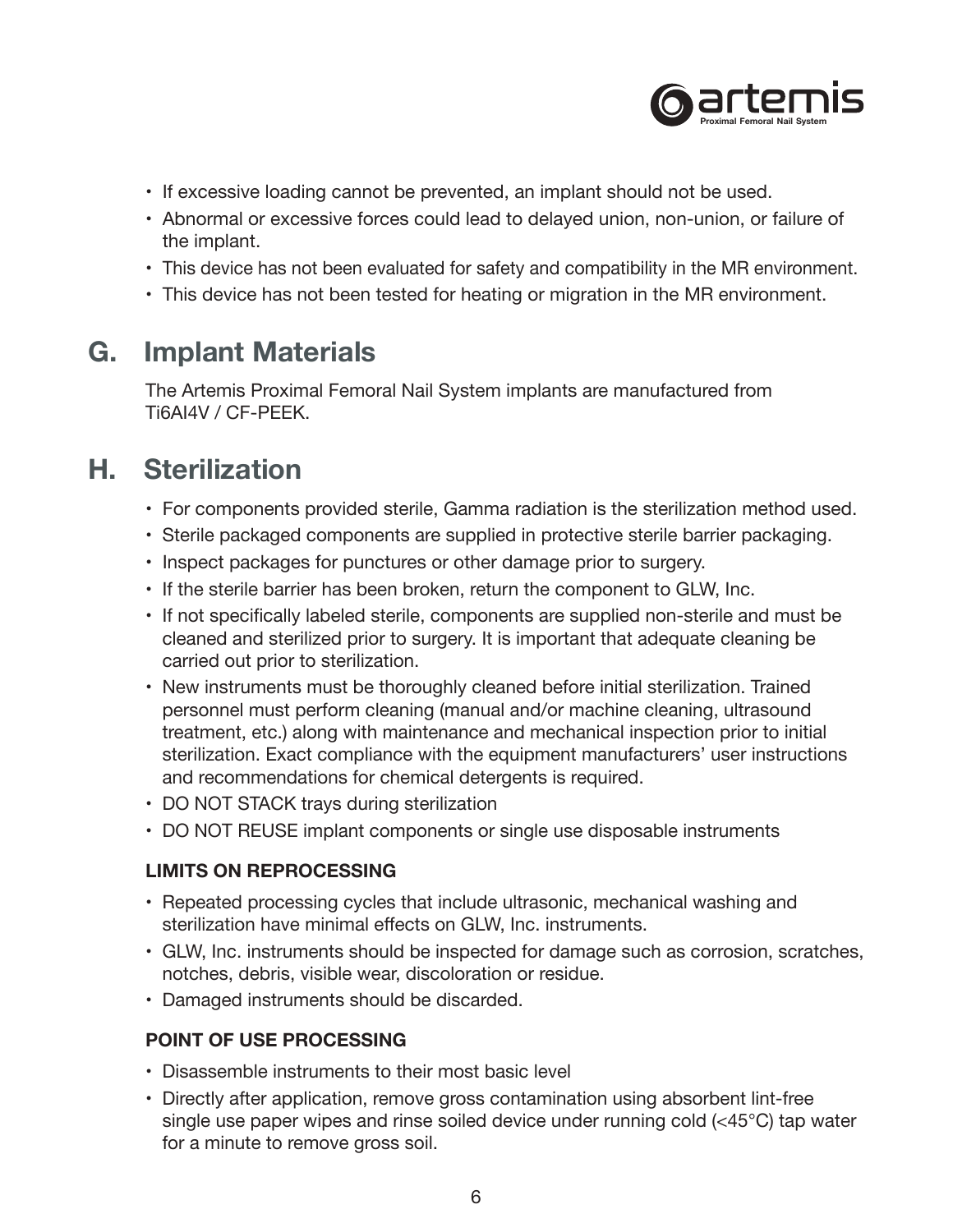- If excessive loading cannot be prevented, an implant should not be used.
- Abnormal or excessive forces could lead to delayed union, non-union, or failure of the implant.
- This device has not been evaluated for safety and compatibility in the MR environment.
- This device has not been tested for heating or migration in the MR environment.

## G. Implant Materials

The Artemis Proximal Femoral Nail System implants are manufactured from Ti6Al4V / CF-PEEK.

## H. Sterilization

- For components provided sterile, Gamma radiation is the sterilization method used.
- Sterile packaged components are supplied in protective sterile barrier packaging.
- Inspect packages for punctures or other damage prior to surgery.
- If the sterile barrier has been broken, return the component to GLW, Inc.
- If not specifically labeled sterile, components are supplied non-sterile and must be cleaned and sterilized prior to surgery. It is important that adequate cleaning be carried out prior to sterilization.
- New instruments must be thoroughly cleaned before initial sterilization. Trained personnel must perform cleaning (manual and/or machine cleaning, ultrasound treatment, etc.) along with maintenance and mechanical inspection prior to initial sterilization. Exact compliance with the equipment manufacturers' user instructions and recommendations for chemical detergents is required.
- DO NOT STACK trays during sterilization
- DO NOT REUSE implant components or single use disposable instruments

### LIMITS ON REPROCESSING

- Repeated processing cycles that include ultrasonic, mechanical washing and sterilization have minimal effects on GLW, Inc. instruments.
- GLW, Inc. instruments should be inspected for damage such as corrosion, scratches, notches, debris, visible wear, discoloration or residue.
- Damaged instruments should be discarded.

### POINT OF USE PROCESSING

- Disassemble instruments to their most basic level
- Directly after application, remove gross contamination using absorbent lint-free single use paper wipes and rinse soiled device under running cold (<45°C) tap water for a minute to remove gross soil.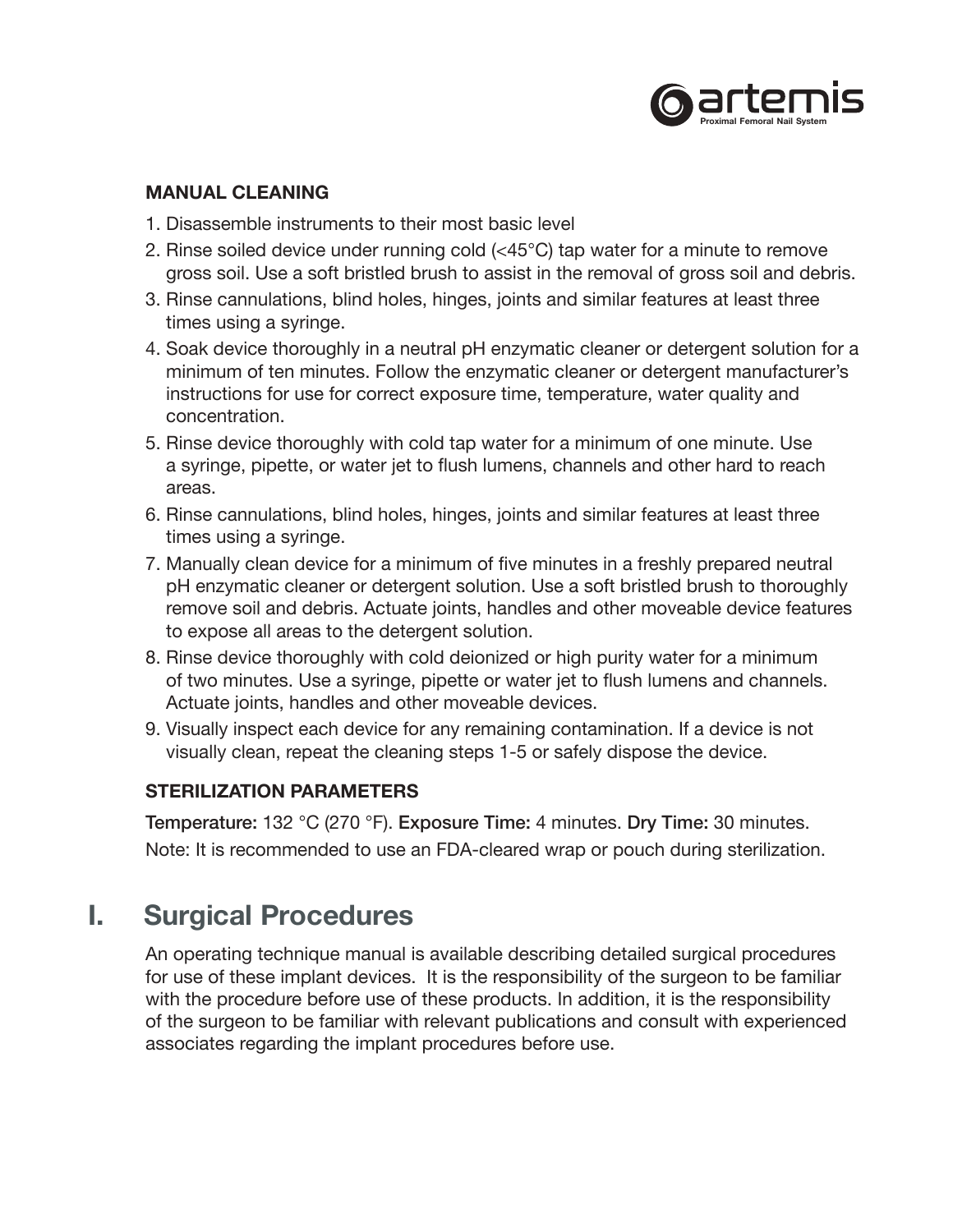### MANUAL CLEANING

1. Disassemble instruments to their most basic level
2. Rinse soiled device under running cold (<45°C) tap water for a minute to remove gross soil. Use a soft bristled brush to assist in the removal of gross soil and debris.
3. Rinse cannulations, blind holes, hinges, joints and similar features at least three times using a syringe.
4. Soak device thoroughly in a neutral pH enzymatic cleaner or detergent solution for a minimum of ten minutes. Follow the enzymatic cleaner or detergent manufacturer's instructions for use for correct exposure time, temperature, water quality and concentration.
5. Rinse device thoroughly with cold tap water for a minimum of one minute. Use a syringe, pipette, or water jet to flush lumens, channels and other hard to reach areas.
6. Rinse cannulations, blind holes, hinges, joints and similar features at least three times using a syringe.
7. Manually clean device for a minimum of five minutes in a freshly prepared neutral pH enzymatic cleaner or detergent solution. Use a soft bristled brush to thoroughly remove soil and debris. Actuate joints, handles and other moveable device features to expose all areas to the detergent solution.
8. Rinse device thoroughly with cold deionized or high purity water for a minimum of two minutes. Use a syringe, pipette or water jet to flush lumens and channels. Actuate joints, handles and other moveable devices.
9. Visually inspect each device for any remaining contamination. If a device is not visually clean, repeat the cleaning steps 1-5 or safely dispose the device.

### STERILIZATION PARAMETERS

**Temperature:** 132 °C (270 °F). **Exposure Time:** 4 minutes. **Dry Time:** 30 minutes.

Note: It is recommended to use an FDA-cleared wrap or pouch during sterilization.

## I. Surgical Procedures

An operating technique manual is available describing detailed surgical procedures for use of these implant devices. It is the responsibility of the surgeon to be familiar with the procedure before use of these products. In addition, it is the responsibility of the surgeon to be familiar with relevant publications and consult with experienced associates regarding the implant procedures before use.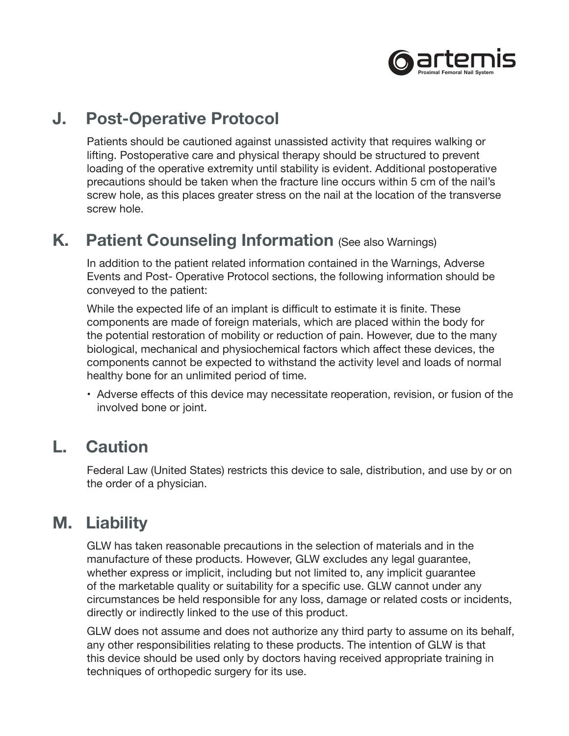## J. Post-Operative Protocol

Patients should be cautioned against unassisted activity that requires walking or lifting. Postoperative care and physical therapy should be structured to prevent loading of the operative extremity until stability is evident. Additional postoperative precautions should be taken when the fracture line occurs within 5 cm of the nail's screw hole, as this places greater stress on the nail at the location of the transverse screw hole.

## K. Patient Counseling Information (See also Warnings)

In addition to the patient related information contained in the Warnings, Adverse Events and Post- Operative Protocol sections, the following information should be conveyed to the patient:

While the expected life of an implant is difficult to estimate it is finite. These components are made of foreign materials, which are placed within the body for the potential restoration of mobility or reduction of pain. However, due to the many biological, mechanical and physiochemical factors which affect these devices, the components cannot be expected to withstand the activity level and loads of normal healthy bone for an unlimited period of time.

- Adverse effects of this device may necessitate reoperation, revision, or fusion of the involved bone or joint.

## L. Caution

Federal Law (United States) restricts this device to sale, distribution, and use by or on the order of a physician.

## M. Liability

GLW has taken reasonable precautions in the selection of materials and in the manufacture of these products. However, GLW excludes any legal guarantee, whether express or implicit, including but not limited to, any implicit guarantee of the marketable quality or suitability for a specific use. GLW cannot under any circumstances be held responsible for any loss, damage or related costs or incidents, directly or indirectly linked to the use of this product.

GLW does not assume and does not authorize any third party to assume on its behalf, any other responsibilities relating to these products. The intention of GLW is that this device should be used only by doctors having received appropriate training in techniques of orthopedic surgery for its use.